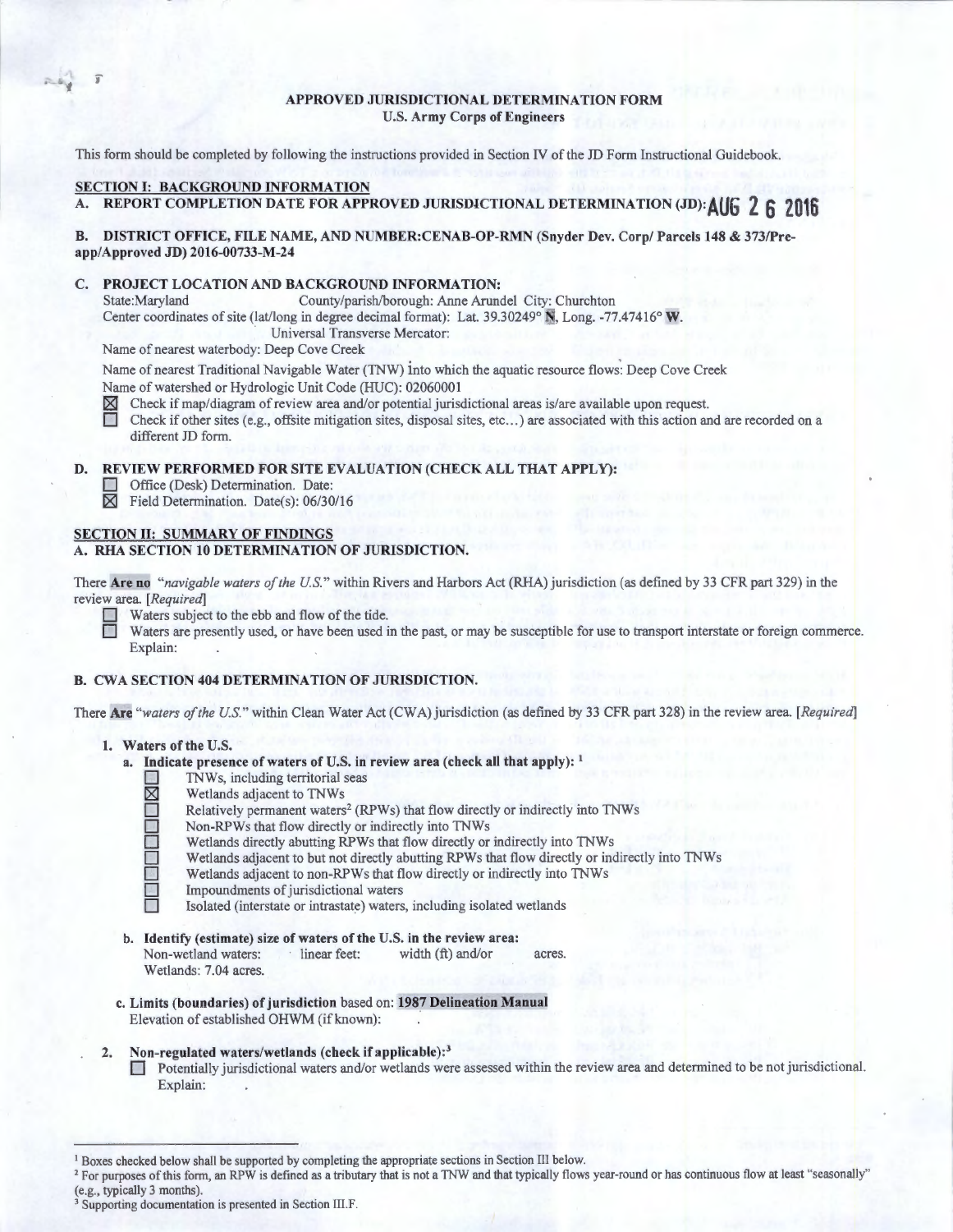# APPROVED JURISDICTIONAL DETERMINATION FORM
## U.S. Army Corps of Engineers

This form should be completed by following the instructions provided in Section IV of the JD Form Instructional Guidebook.

## SECTION I: BACKGROUND INFORMATION

**A. REPORT COMPLETION DATE FOR APPROVED JURISDICTIONAL DETERMINATION (JD): AUG 26 2016**

**B. DISTRICT OFFICE, FILE NAME, AND NUMBER:CENAB-OP-RMN (Snyder Dev. Corp/ Parcels 148 & 373/Pre-app/Approved JD) 2016-00733-M-24**

**C. PROJECT LOCATION AND BACKGROUND INFORMATION:**

State:Maryland County/parish/borough: Anne Arundel City: Churchton

Center coordinates of site (lat/long in degree decimal format): Lat. 39.30249° N, Long. -77.47416° W.

Universal Transverse Mercator:

Name of nearest waterbody: Deep Cove Creek

Name of nearest Traditional Navigable Water (TNW) into which the aquatic resource flows: Deep Cove Creek

Name of watershed or Hydrologic Unit Code (HUC): 02060001

☒ Check if map/diagram of review area and/or potential jurisdictional areas is/are available upon request.

☐ Check if other sites (e.g., offsite mitigation sites, disposal sites, etc…) are associated with this action and are recorded on a different JD form.

**D. REVIEW PERFORMED FOR SITE EVALUATION (CHECK ALL THAT APPLY):**

☐ Office (Desk) Determination. Date:

☒ Field Determination. Date(s): 06/30/16

## SECTION II: SUMMARY OF FINDINGS

**A. RHA SECTION 10 DETERMINATION OF JURISDICTION.**

There **Are no** *"navigable waters of the U.S."* within Rivers and Harbors Act (RHA) jurisdiction (as defined by 33 CFR part 329) in the review area. *[Required]*

☐ Waters subject to the ebb and flow of the tide.

☐ Waters are presently used, or have been used in the past, or may be susceptible for use to transport interstate or foreign commerce. Explain:

**B. CWA SECTION 404 DETERMINATION OF JURISDICTION.**

There **Are** *"waters of the U.S."* within Clean Water Act (CWA) jurisdiction (as defined by 33 CFR part 328) in the review area. *[Required]*

**1. Waters of the U.S.**

**a. Indicate presence of waters of U.S. in review area (check all that apply):** [1]

- ☐ TNWs, including territorial seas
- ☒ Wetlands adjacent to TNWs
- ☐ Relatively permanent waters[2] (RPWs) that flow directly or indirectly into TNWs
- ☐ Non-RPWs that flow directly or indirectly into TNWs
- ☐ Wetlands directly abutting RPWs that flow directly or indirectly into TNWs
- ☐ Wetlands adjacent to but not directly abutting RPWs that flow directly or indirectly into TNWs
- ☐ Wetlands adjacent to non-RPWs that flow directly or indirectly into TNWs
- ☐ Impoundments of jurisdictional waters
- ☐ Isolated (interstate or intrastate) waters, including isolated wetlands

**b. Identify (estimate) size of waters of the U.S. in the review area:**

Non-wetland waters: linear feet: width (ft) and/or acres.

Wetlands: 7.04 acres.

**c. Limits (boundaries) of jurisdiction** based on: **1987 Delineation Manual**

Elevation of established OHWM (if known):

**2. Non-regulated waters/wetlands (check if applicable):**[3]

☐ Potentially jurisdictional waters and/or wetlands were assessed within the review area and determined to be not jurisdictional. Explain:

---

[1] Boxes checked below shall be supported by completing the appropriate sections in Section III below.

[2] For purposes of this form, an RPW is defined as a tributary that is not a TNW and that typically flows year-round or has continuous flow at least "seasonally" (e.g., typically 3 months).

[3] Supporting documentation is presented in Section III.F.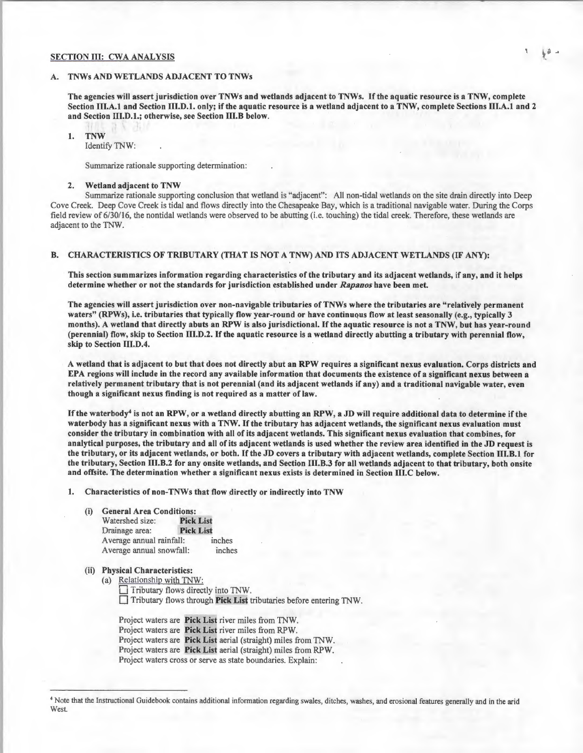## SECTION III: CWA ANALYSIS

### A. TNWs AND WETLANDS ADJACENT TO TNWs

**The agencies will assert jurisdiction over TNWs and wetlands adjacent to TNWs. If the aquatic resource is a TNW, complete Section III.A.1 and Section III.D.1. only; if the aquatic resource is a wetland adjacent to a TNW, complete Sections III.A.1 and 2 and Section III.D.1.; otherwise, see Section III.B below.**

1. **TNW**
   Identify TNW: .

   Summarize rationale supporting determination: .

2. **Wetland adjacent to TNW**
   Summarize rationale supporting conclusion that wetland is "adjacent": All non-tidal wetlands on the site drain directly into Deep Cove Creek. Deep Cove Creek is tidal and flows directly into the Chesapeake Bay, which is a traditional navigable water. During the Corps field review of 6/30/16, the nontidal wetlands were observed to be abutting (i.e. touching) the tidal creek. Therefore, these wetlands are adjacent to the TNW.

### B. CHARACTERISTICS OF TRIBUTARY (THAT IS NOT A TNW) AND ITS ADJACENT WETLANDS (IF ANY):

**This section summarizes information regarding characteristics of the tributary and its adjacent wetlands, if any, and it helps determine whether or not the standards for jurisdiction established under *Rapanos* have been met.**

**The agencies will assert jurisdiction over non-navigable tributaries of TNWs where the tributaries are "relatively permanent waters" (RPWs), i.e. tributaries that typically flow year-round or have continuous flow at least seasonally (e.g., typically 3 months). A wetland that directly abuts an RPW is also jurisdictional. If the aquatic resource is not a TNW, but has year-round (perennial) flow, skip to Section III.D.2. If the aquatic resource is a wetland directly abutting a tributary with perennial flow, skip to Section III.D.4.**

**A wetland that is adjacent to but that does not directly abut an RPW requires a significant nexus evaluation. Corps districts and EPA regions will include in the record any available information that documents the existence of a significant nexus between a relatively permanent tributary that is not perennial (and its adjacent wetlands if any) and a traditional navigable water, even though a significant nexus finding is not required as a matter of law.**

**If the waterbody[4] is not an RPW, or a wetland directly abutting an RPW, a JD will require additional data to determine if the waterbody has a significant nexus with a TNW. If the tributary has adjacent wetlands, the significant nexus evaluation must consider the tributary in combination with all of its adjacent wetlands. This significant nexus evaluation that combines, for analytical purposes, the tributary and all of its adjacent wetlands is used whether the review area identified in the JD request is the tributary, or its adjacent wetlands, or both. If the JD covers a tributary with adjacent wetlands, complete Section III.B.1 for the tributary, Section III.B.2 for any onsite wetlands, and Section III.B.3 for all wetlands adjacent to that tributary, both onsite and offsite. The determination whether a significant nexus exists is determined in Section III.C below.**

1. **Characteristics of non-TNWs that flow directly or indirectly into TNW**

   (i) **General Area Conditions:**
   Watershed size: **Pick List**
   Drainage area: **Pick List**
   Average annual rainfall: inches
   Average annual snowfall: inches

   (ii) **Physical Characteristics:**
   (a) Relationship with TNW:
   ☐ Tributary flows directly into TNW.
   ☐ Tributary flows through **Pick List** tributaries before entering TNW.

   Project waters are **Pick List** river miles from TNW.
   Project waters are **Pick List** river miles from RPW.
   Project waters are **Pick List** aerial (straight) miles from TNW.
   Project waters are **Pick List** aerial (straight) miles from RPW.
   Project waters cross or serve as state boundaries. Explain: .

---

[4] Note that the Instructional Guidebook contains additional information regarding swales, ditches, washes, and erosional features generally and in the arid West.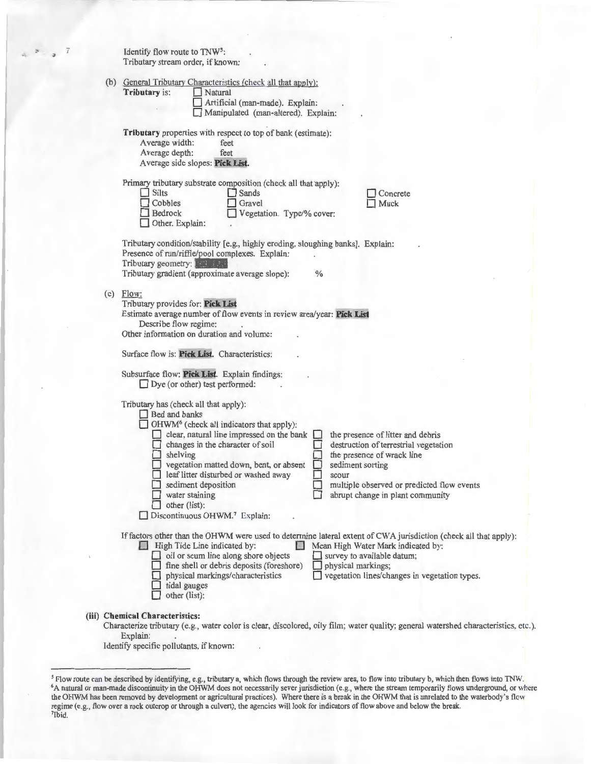Identify flow route to TNW[5]: .
Tributary stream order, if known: .

(b) General Tributary Characteristics (check all that apply):

**Tributary** is: ☐ Natural
☐ Artificial (man-made). Explain: .
☐ Manipulated (man-altered). Explain: .

**Tributary** properties with respect to top of bank (estimate):
Average width: feet
Average depth: feet
Average side slopes: **Pick List**.

Primary tributary substrate composition (check all that apply):

☐ Silts ☐ Sands ☐ Concrete
☐ Cobbles ☐ Gravel ☐ Muck
☐ Bedrock ☐ Vegetation. Type/% cover:
☐ Other. Explain: .

Tributary condition/stability [e.g., highly eroding, sloughing banks]. Explain: .
Presence of run/riffle/pool complexes. Explain: .
Tributary geometry: **Pick List**
Tributary gradient (approximate average slope): %

(c) Flow:

Tributary provides for: **Pick List**
Estimate average number of flow events in review area/year: **Pick List**
Describe flow regime: .
Other information on duration and volume: .

Surface flow is: **Pick List**. Characteristics: .

Subsurface flow: **Pick List**. Explain findings: .
☐ Dye (or other) test performed: .

Tributary has (check all that apply):
☐ Bed and banks
☐ OHWM[6] (check all indicators that apply):

☐ clear, natural line impressed on the bank
☐ changes in the character of soil
☐ shelving
☐ vegetation matted down, bent, or absent
☐ leaf litter disturbed or washed away
☐ sediment deposition
☐ water staining
☐ other (list):
☐ the presence of litter and debris
☐ destruction of terrestrial vegetation
☐ the presence of wrack line
☐ sediment sorting
☐ scour
☐ multiple observed or predicted flow events
☐ abrupt change in plant community

☐ Discontinuous OHWM.[7] Explain: .

If factors other than the OHWM were used to determine lateral extent of CWA jurisdiction (check all that apply):

☐ High Tide Line indicated by:
☐ oil or scum line along shore objects
☐ fine shell or debris deposits (foreshore)
☐ physical markings/characteristics
☐ tidal gauges
☐ other (list):

☐ Mean High Water Mark indicated by:
☐ survey to available datum;
☐ physical markings;
☐ vegetation lines/changes in vegetation types.

**(iii) Chemical Characteristics:**

Characterize tributary (e.g., water color is clear, discolored, oily film; water quality; general watershed characteristics, etc.).
Explain: .
Identify specific pollutants, if known: .

---

[5] Flow route can be described by identifying, e.g., tributary a, which flows through the review area, to flow into tributary b, which then flows into TNW.
[6] A natural or man-made discontinuity in the OHWM does not necessarily sever jurisdiction (e.g., where the stream temporarily flows underground, or where the OHWM has been removed by development or agricultural practices). Where there is a break in the OHWM that is unrelated to the waterbody's flow regime (e.g., flow over a rock outcrop or through a culvert), the agencies will look for indicators of flow above and below the break.
[7] Ibid.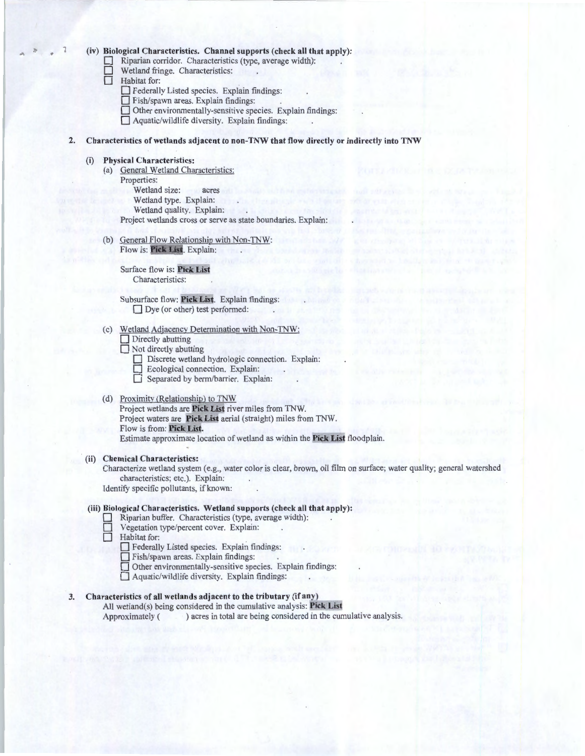(iv) **Biological Characteristics. Channel supports (check all that apply):**

- ☐ Riparian corridor. Characteristics (type, average width):
- ☐ Wetland fringe. Characteristics:
- ☐ Habitat for:
  - ☐ Federally Listed species. Explain findings:
  - ☐ Fish/spawn areas. Explain findings:
  - ☐ Other environmentally-sensitive species. Explain findings:
  - ☐ Aquatic/wildlife diversity. Explain findings:

**2. Characteristics of wetlands adjacent to non-TNW that flow directly or indirectly into TNW**

**(i) Physical Characteristics:**

(a) General Wetland Characteristics:

Properties:

Wetland size: acres

Wetland type. Explain:

Wetland quality. Explain:

Project wetlands cross or serve as state boundaries. Explain:

(b) General Flow Relationship with Non-TNW:

Flow is: **Pick List**. Explain:

Surface flow is: **Pick List**

Characteristics:

Subsurface flow: **Pick List**. Explain findings:

☐ Dye (or other) test performed:

(c) Wetland Adjacency Determination with Non-TNW:

- ☐ Directly abutting
- ☐ Not directly abutting
  - ☐ Discrete wetland hydrologic connection. Explain:
  - ☐ Ecological connection. Explain:
  - ☐ Separated by berm/barrier. Explain:

(d) Proximity (Relationship) to TNW

Project wetlands are **Pick List** river miles from TNW.

Project waters are **Pick List** aerial (straight) miles from TNW.

Flow is from: **Pick List.**

Estimate approximate location of wetland as within the **Pick List** floodplain.

**(ii) Chemical Characteristics:**

Characterize wetland system (e.g., water color is clear, brown, oil film on surface; water quality; general watershed characteristics; etc.). Explain:

Identify specific pollutants, if known:

**(iii) Biological Characteristics. Wetland supports (check all that apply):**

- ☐ Riparian buffer. Characteristics (type, average width):
- ☐ Vegetation type/percent cover. Explain:
- ☐ Habitat for:
  - ☐ Federally Listed species. Explain findings:
  - ☐ Fish/spawn areas. Explain findings:
  - ☐ Other environmentally-sensitive species. Explain findings:
  - ☐ Aquatic/wildlife diversity. Explain findings:

**3. Characteristics of all wetlands adjacent to the tributary (if any)**

All wetland(s) being considered in the cumulative analysis: **Pick List**

Approximately ( ) acres in total are being considered in the cumulative analysis.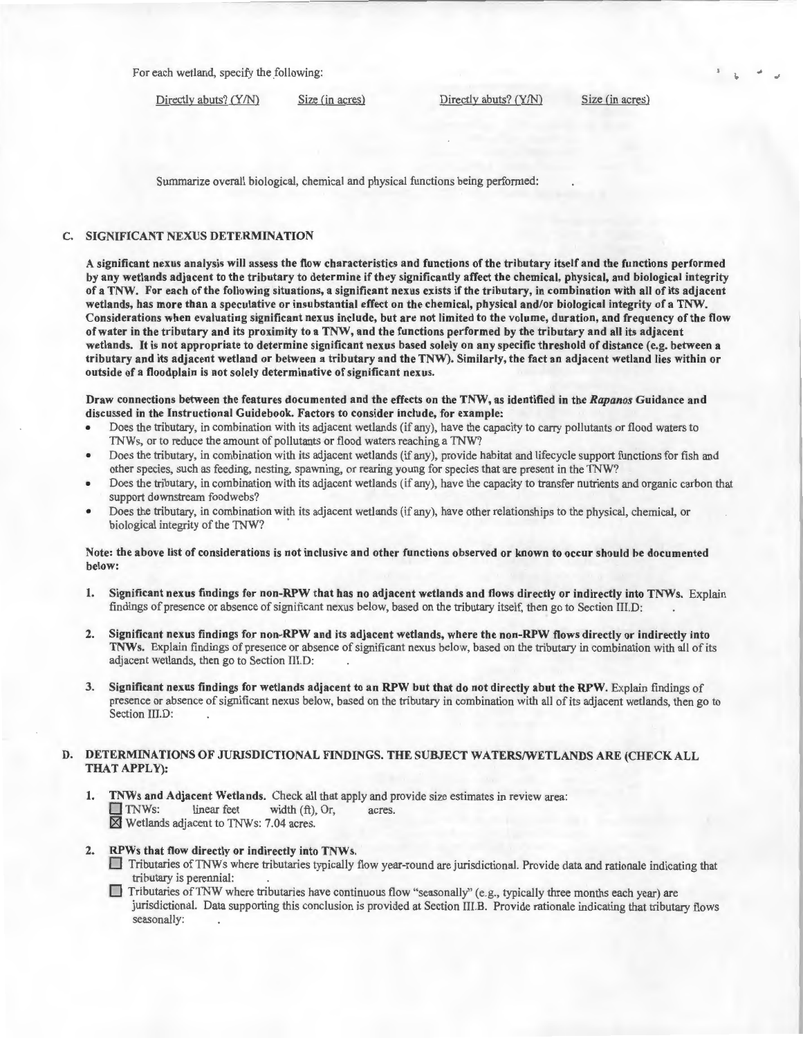For each wetland, specify the following:

| Directly abuts? (Y/N) | Size (in acres) | Directly abuts? (Y/N) | Size (in acres) |
|---|---|---|---|

Summarize overall biological, chemical and physical functions being performed: .

## C. SIGNIFICANT NEXUS DETERMINATION

**A significant nexus analysis will assess the flow characteristics and functions of the tributary itself and the functions performed by any wetlands adjacent to the tributary to determine if they significantly affect the chemical, physical, and biological integrity of a TNW. For each of the following situations, a significant nexus exists if the tributary, in combination with all of its adjacent wetlands, has more than a speculative or insubstantial effect on the chemical, physical and/or biological integrity of a TNW. Considerations when evaluating significant nexus include, but are not limited to the volume, duration, and frequency of the flow of water in the tributary and its proximity to a TNW, and the functions performed by the tributary and all its adjacent wetlands. It is not appropriate to determine significant nexus based solely on any specific threshold of distance (e.g. between a tributary and its adjacent wetland or between a tributary and the TNW). Similarly, the fact an adjacent wetland lies within or outside of a floodplain is not solely determinative of significant nexus.**

**Draw connections between the features documented and the effects on the TNW, as identified in the *Rapanos* Guidance and discussed in the Instructional Guidebook. Factors to consider include, for example:**

- Does the tributary, in combination with its adjacent wetlands (if any), have the capacity to carry pollutants or flood waters to TNWs, or to reduce the amount of pollutants or flood waters reaching a TNW?
- Does the tributary, in combination with its adjacent wetlands (if any), provide habitat and lifecycle support functions for fish and other species, such as feeding, nesting, spawning, or rearing young for species that are present in the TNW?
- Does the tributary, in combination with its adjacent wetlands (if any), have the capacity to transfer nutrients and organic carbon that support downstream foodwebs?
- Does the tributary, in combination with its adjacent wetlands (if any), have other relationships to the physical, chemical, or biological integrity of the TNW?

**Note: the above list of considerations is not inclusive and other functions observed or known to occur should be documented below:**

1. **Significant nexus findings for non-RPW that has no adjacent wetlands and flows directly or indirectly into TNWs.** Explain findings of presence or absence of significant nexus below, based on the tributary itself, then go to Section III.D: .

2. **Significant nexus findings for non-RPW and its adjacent wetlands, where the non-RPW flows directly or indirectly into TNWs.** Explain findings of presence or absence of significant nexus below, based on the tributary in combination with all of its adjacent wetlands, then go to Section III.D: .

3. **Significant nexus findings for wetlands adjacent to an RPW but that do not directly abut the RPW.** Explain findings of presence or absence of significant nexus below, based on the tributary in combination with all of its adjacent wetlands, then go to Section III.D: .

## D. DETERMINATIONS OF JURISDICTIONAL FINDINGS. THE SUBJECT WATERS/WETLANDS ARE (CHECK ALL THAT APPLY):

1. **TNWs and Adjacent Wetlands.** Check all that apply and provide size estimates in review area:
   - ☐ TNWs: linear feet width (ft), Or, acres.
   - ☒ Wetlands adjacent to TNWs: 7.04 acres.

2. **RPWs that flow directly or indirectly into TNWs.**
   - ☐ Tributaries of TNWs where tributaries typically flow year-round are jurisdictional. Provide data and rationale indicating that tributary is perennial: .
   - ☐ Tributaries of TNW where tributaries have continuous flow "seasonally" (e.g., typically three months each year) are jurisdictional. Data supporting this conclusion is provided at Section III.B. Provide rationale indicating that tributary flows seasonally: .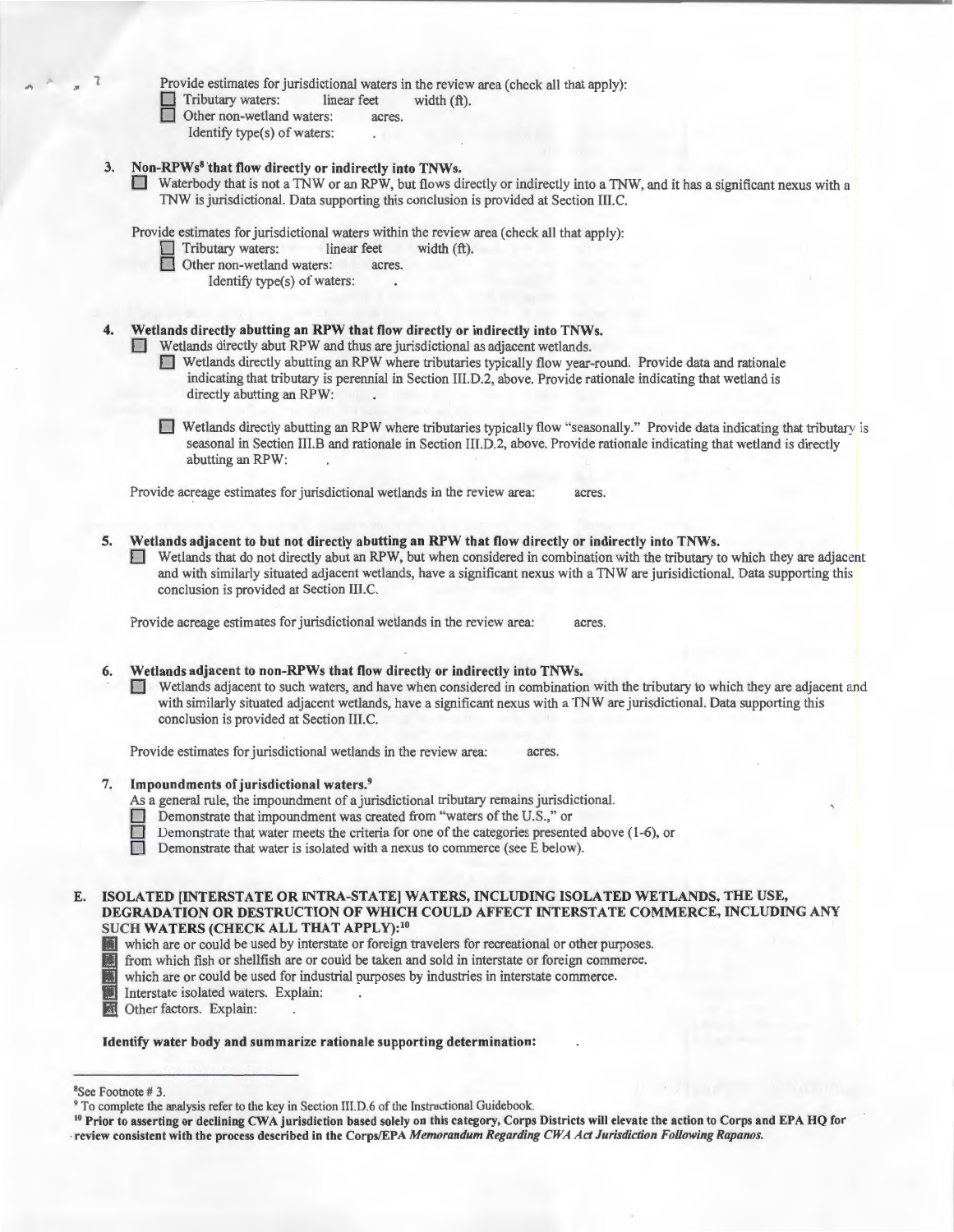Provide estimates for jurisdictional waters in the review area (check all that apply):

☐ Tributary waters: linear feet width (ft).

☐ Other non-wetland waters: acres.

Identify type(s) of waters: .

**3. Non-RPWs[8] that flow directly or indirectly into TNWs.**

☐ Waterbody that is not a TNW or an RPW, but flows directly or indirectly into a TNW, and it has a significant nexus with a TNW is jurisdictional. Data supporting this conclusion is provided at Section III.C.

Provide estimates for jurisdictional waters within the review area (check all that apply):

☐ Tributary waters: linear feet width (ft).

☐ Other non-wetland waters: acres.

Identify type(s) of waters: .

**4. Wetlands directly abutting an RPW that flow directly or indirectly into TNWs.**

☐ Wetlands directly abut RPW and thus are jurisdictional as adjacent wetlands.

☐ Wetlands directly abutting an RPW where tributaries typically flow year-round. Provide data and rationale indicating that tributary is perennial in Section III.D.2, above. Provide rationale indicating that wetland is directly abutting an RPW: .

☐ Wetlands directly abutting an RPW where tributaries typically flow "seasonally." Provide data indicating that tributary is seasonal in Section III.B and rationale in Section III.D.2, above. Provide rationale indicating that wetland is directly abutting an RPW: .

Provide acreage estimates for jurisdictional wetlands in the review area: acres.

**5. Wetlands adjacent to but not directly abutting an RPW that flow directly or indirectly into TNWs.**

☐ Wetlands that do not directly abut an RPW, but when considered in combination with the tributary to which they are adjacent and with similarly situated adjacent wetlands, have a significant nexus with a TNW are jurisidictional. Data supporting this conclusion is provided at Section III.C.

Provide acreage estimates for jurisdictional wetlands in the review area: acres.

**6. Wetlands adjacent to non-RPWs that flow directly or indirectly into TNWs.**

☐ Wetlands adjacent to such waters, and have when considered in combination with the tributary to which they are adjacent and with similarly situated adjacent wetlands, have a significant nexus with a TNW are jurisdictional. Data supporting this conclusion is provided at Section III.C.

Provide estimates for jurisdictional wetlands in the review area: acres.

**7. Impoundments of jurisdictional waters.[9]**

As a general rule, the impoundment of a jurisdictional tributary remains jurisdictional.

☐ Demonstrate that impoundment was created from "waters of the U.S.," or

☐ Demonstrate that water meets the criteria for one of the categories presented above (1-6), or

☐ Demonstrate that water is isolated with a nexus to commerce (see E below).

**E. ISOLATED [INTERSTATE OR INTRA-STATE] WATERS, INCLUDING ISOLATED WETLANDS, THE USE, DEGRADATION OR DESTRUCTION OF WHICH COULD AFFECT INTERSTATE COMMERCE, INCLUDING ANY SUCH WATERS (CHECK ALL THAT APPLY):[10]**

☐ which are or could be used by interstate or foreign travelers for recreational or other purposes.

☐ from which fish or shellfish are or could be taken and sold in interstate or foreign commerce.

☐ which are or could be used for industrial purposes by industries in interstate commerce.

☐ Interstate isolated waters. Explain: .

☐ Other factors. Explain: .

**Identify water body and summarize rationale supporting determination:** .

---

[8] See Footnote # 3.

[9] To complete the analysis refer to the key in Section III.D.6 of the Instructional Guidebook.

[10] **Prior to asserting or declining CWA jurisdiction based solely on this category, Corps Districts will elevate the action to Corps and EPA HQ for review consistent with the process described in the Corps/EPA** ***Memorandum Regarding CWA Act Jurisdiction Following Rapanos.***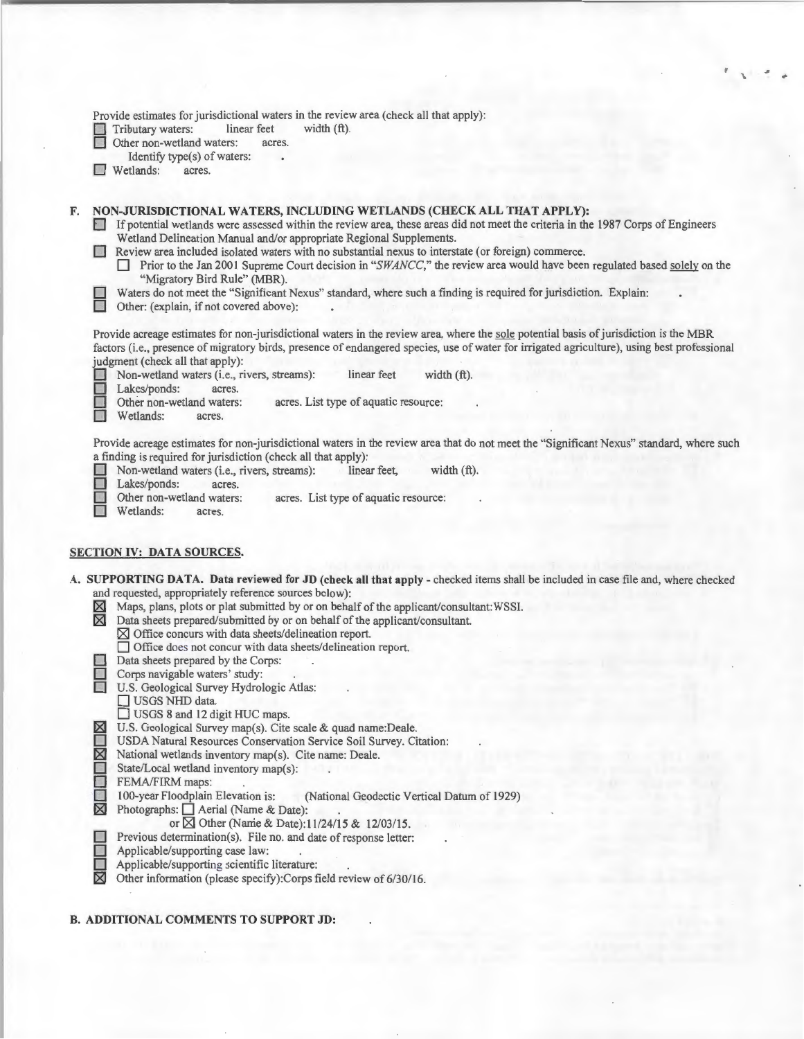Provide estimates for jurisdictional waters in the review area (check all that apply):

- ☐ Tributary waters: linear feet width (ft).
- ☐ Other non-wetland waters: acres.
  - Identify type(s) of waters: .
- ☐ Wetlands: acres.

**F. NON-JURISDICTIONAL WATERS, INCLUDING WETLANDS (CHECK ALL THAT APPLY):**

- ☐ If potential wetlands were assessed within the review area, these areas did not meet the criteria in the 1987 Corps of Engineers Wetland Delineation Manual and/or appropriate Regional Supplements.
- ☐ Review area included isolated waters with no substantial nexus to interstate (or foreign) commerce.
  - ☐ Prior to the Jan 2001 Supreme Court decision in "*SWANCC*," the review area would have been regulated based solely on the "Migratory Bird Rule" (MBR).
- ☐ Waters do not meet the "Significant Nexus" standard, where such a finding is required for jurisdiction. Explain: .
- ☐ Other: (explain, if not covered above): .

Provide acreage estimates for non-jurisdictional waters in the review area, where the sole potential basis of jurisdiction is the MBR factors (i.e., presence of migratory birds, presence of endangered species, use of water for irrigated agriculture), using best professional judgment (check all that apply):

- ☐ Non-wetland waters (i.e., rivers, streams): linear feet width (ft).
- ☐ Lakes/ponds: acres.
- ☐ Other non-wetland waters: acres. List type of aquatic resource: .
- ☐ Wetlands: acres.

Provide acreage estimates for non-jurisdictional waters in the review area that do not meet the "Significant Nexus" standard, where such a finding is required for jurisdiction (check all that apply):

- ☐ Non-wetland waters (i.e., rivers, streams): linear feet, width (ft).
- ☐ Lakes/ponds: acres.
- ☐ Other non-wetland waters: acres. List type of aquatic resource: .
- ☐ Wetlands: acres.

## SECTION IV: DATA SOURCES.

**A. SUPPORTING DATA. Data reviewed for JD (check all that apply** - checked items shall be included in case file and, where checked and requested, appropriately reference sources below):

- ☒ Maps, plans, plots or plat submitted by or on behalf of the applicant/consultant:WSSI.
- ☒ Data sheets prepared/submitted by or on behalf of the applicant/consultant.
  - ☒ Office concurs with data sheets/delineation report.
  - ☐ Office does not concur with data sheets/delineation report.
- ☐ Data sheets prepared by the Corps: .
- ☐ Corps navigable waters' study: .
- ☐ U.S. Geological Survey Hydrologic Atlas: .
  - ☐ USGS NHD data.
  - ☐ USGS 8 and 12 digit HUC maps.
- ☒ U.S. Geological Survey map(s). Cite scale & quad name:Deale.
- ☐ USDA Natural Resources Conservation Service Soil Survey. Citation: .
- ☒ National wetlands inventory map(s). Cite name: Deale.
- ☐ State/Local wetland inventory map(s): .
- ☐ FEMA/FIRM maps: .
- ☐ 100-year Floodplain Elevation is: (National Geodectic Vertical Datum of 1929)
- ☒ Photographs: ☐ Aerial (Name & Date): .
  - or ☒ Other (Name & Date):11/24/15 & 12/03/15.
- ☐ Previous determination(s). File no. and date of response letter: .
- ☐ Applicable/supporting case law: .
- ☐ Applicable/supporting scientific literature: .
- ☒ Other information (please specify):Corps field review of 6/30/16.

**B. ADDITIONAL COMMENTS TO SUPPORT JD:** .